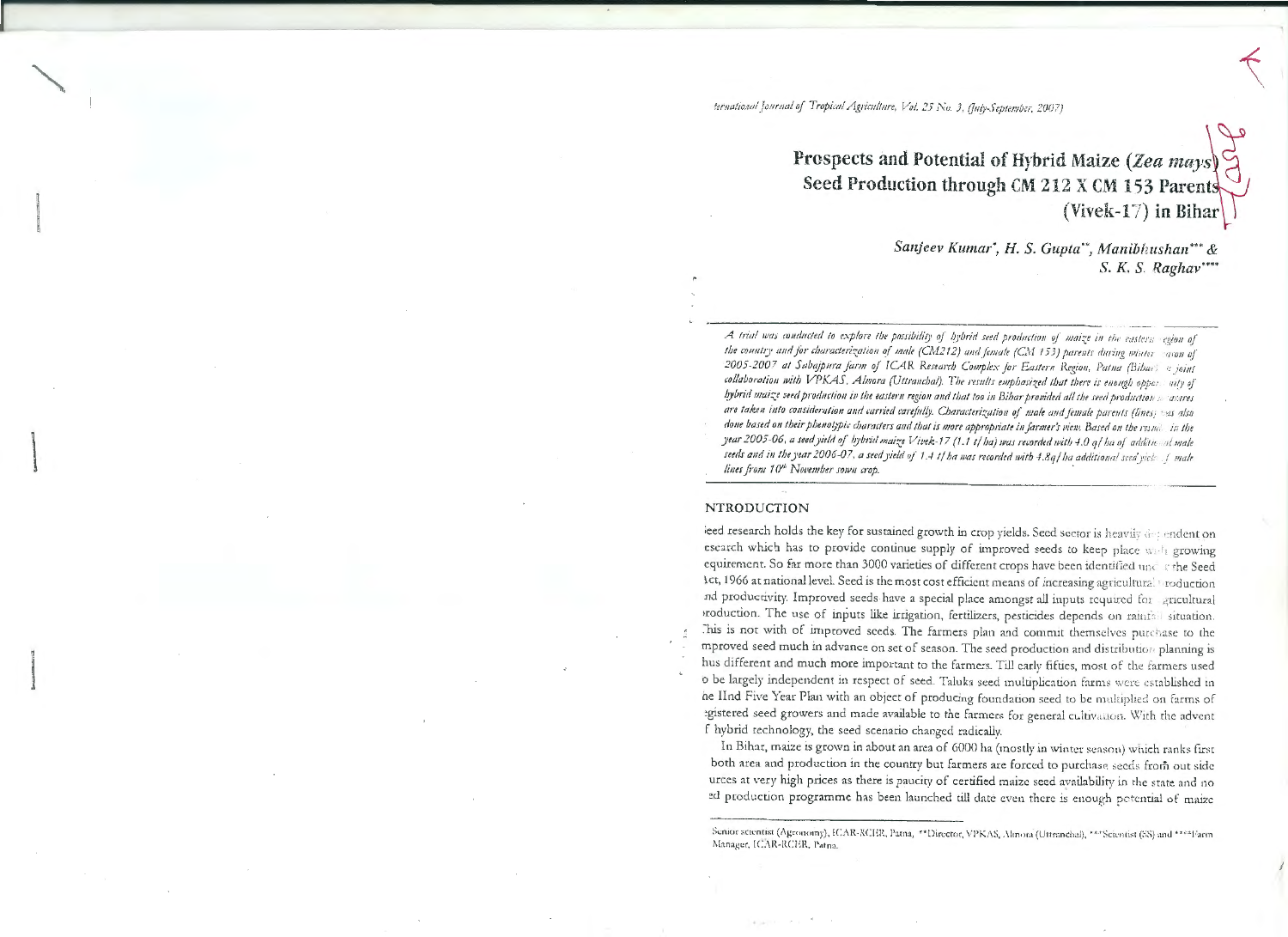# Prospects and Potential of Hybrid Maize (*Zea mays*) Seed Production through CM 212 X CM 153 Parents (Vivek-17) in Bihar

**Sanjeev Kumar[*], H. S. Gupta[**], Manibhushan[***] & S. K. S. Raghav[****]**

*A trial was conducted to explore the possibility of hybrid seed production of maize in the eastern region of the country and for characterization of male (CM212) and female (CM 153) parents during winter season of 2005-2007 at Sabajpura farm of ICAR Research Complex for Eastern Region, Patna (Bihar) in joint collaboration with VPKAS, Almora (Uttranchal). The results emphasized that there is enough opportunity of hybrid maize seed production in the eastern region and that too in Bihar provided all the seed production measures are taken into consideration and carried carefully. Characterization of male and female parents (lines) was also done based on their phenotypic characters and that is more appropriate in farmer's view. Based on the results in the year 2005-06, a seed yield of hybrid maize Vivek-17 (1.1 t/ha) was recorded with 4.0 q/ha of additional male seeds and in the year 2006-07, a seed yield of 1.4 t/ha was recorded with 4.8q/ha additional seed yield of male lines from 10th November sown crop.*

## INTRODUCTION

Seed research holds the key for sustained growth in crop yields. Seed sector is heavily dependent on research which has to provide continue supply of improved seeds to keep place with growing requirement. So far more than 3000 varieties of different crops have been identified under the Seed Act, 1966 at national level. Seed is the most cost efficient means of increasing agricultural production and productivity. Improved seeds have a special place amongst all inputs required for agricultural production. The use of inputs like irrigation, fertilizers, pesticides depends on rainfall situation. This is not with of improved seeds. The farmers plan and commit themselves purchase to the improved seed much in advance on set of season. The seed production and distribution planning is thus different and much more important to the farmers. Till early fifties, most of the farmers used to be largely independent in respect of seed. Taluka seed multiplication farms were established in the IInd Five Year Plan with an object of producing foundation seed to be multiplied on farms of registered seed growers and made available to the farmers for general cultivation. With the advent of hybrid technology, the seed scenario changed radically.

In Bihar, maize is grown in about an area of 6000 ha (mostly in winter season) which ranks first both area and production in the country but farmers are forced to purchase seeds from out side sources at very high prices as there is paucity of certified maize seed availability in the state and no seed production programme has been launched till date even there is enough potential of maize

---

[*] Senior scientist (Agronomy), ICAR-RCER, Patna, [**] Director, VPKAS, Almora (Uttranchal), [***] Scientist (SS) and [****] Farm Manager, ICAR-RCER, Patna.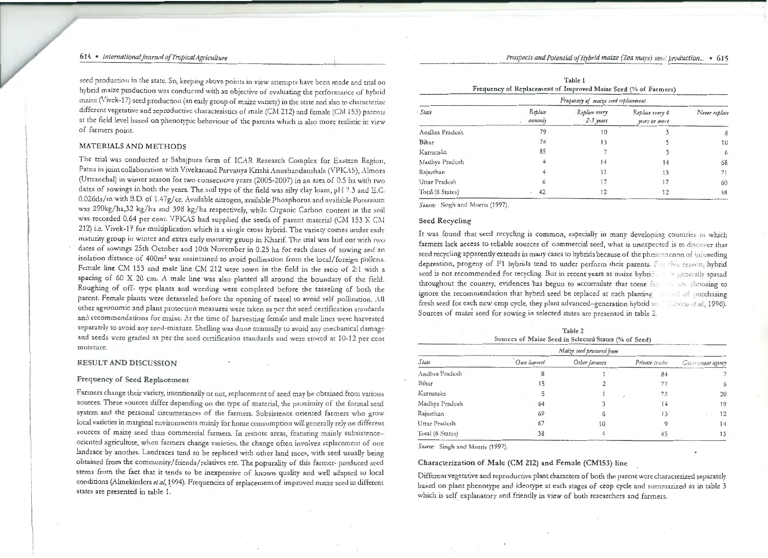seed production in the state. So, keeping above points in view attempts have been made and trial on hybrid maize production was conducted with an objective of evaluating the performance of hybrid maize (Vivek-17) seed production (an early group of maize variety) in the state and also to characterize different vegetative and reproductive characteristics of male (CM 212) and female (CM 153) parents at the field level based on phenotypic behaviour of the parents which is also more realistic in view of farmers point.

## MATERIALS AND METHODS

The trial was conducted at Sabajpura farm of ICAR Research Complex for Eastern Region, Patna in joint collaboration with Vivekanand Parvatiya Krishi Anushandanshala (VPKAS), Almora (Uttranchal) in winter season for two consecutive years (2005-2007) in an area of 0.5 ha with two dates of sowings in both the years. The soil type of the field was silty clay loam, pH 7.3 and E.C. 0.026ds/m with B.D. of 1.47g/cc. Available nitrogen, available Phosphorus and available Potassium was 290kg/ha,32 kg/ha and 398 kg/ha respectively, while Organic Carbon content in the soil was recorded 0.64 per cent. VPKAS had supplied the seeds of parent material (CM 153 X CM 212) i.e. Vivek-17 for multiplication which is a single cross hybrid. The variety comes under early maturity group in winter and extra early maturity group in Kharif. The trial was laid out with two dates of sowings 25th October and 10th November in 0.25 ha for each dates of sowing and an isolation distance of 400m$^2$ was maintained to avoid pollination from the local/foreign pollens. Female line CM 153 and male line CM 212 were sown in the field in the ratio of 2:1 with a spacing of 60 X 20 cm. A male line was also planted all around the boundary of the field. Roughing of off- type plants and weeding were completed before the tasseling of both the parent. Female plants were detasseled before the opening of tassel to avoid self pollination. All other agronomic and plant protection measures were taken as per the seed certification standards and recommendations for maize. At the time of harvesting female and male lines were harvested separately to avoid any seed-mixture. Shelling was done manually to avoid any mechanical damage and seeds were graded as per the seed certification standards and were stored at 10-12 per cent moisture.

## RESULT AND DISCUSSION

### Frequency of Seed Replacement

Farmers change their variety, intentionally or not, replacement of seed may be obtained from various sources. These sources differ depending on the type of material, the proximity of the formal seed system and the personal circumstances of the farmers. Subsistence oriented farmers who grow local varieties in marginal environments mainly for home consumption will generally rely on different sources of maize seed than commercial farmers. In remote areas, featuring mainly subsistence–oriented agriculture, when farmers change varieties, the change often involves replacement of one landrace by another. Landraces tend to be replaced with other land races, with seed usually being obtained from the community/friends/relatives etc. The popularity of this farmer- produced seed stems from the fact that it tends to be inexpensive of known quality and well adapted to local conditions (Almekinders *et al*, 1994). Frequencies of replacement of improved maize seed in different states are presented in table 1.

**Table 1**
**Frequency of Replacement of Improved Maize Seed (% of Farmers)**

| State | Frequency of maize seed replacement | | | |
|---|---|---|---|---|
| | Replace annualy | Replace every 2-3 years | Replace every 4 years or more | Never replace |
| Andhra Pradesh | 79 | 10 | 3 | 8 |
| Bihar | 74 | 13 | 3 | 10 |
| Karnataka | 85 | 7 | 3 | 6 |
| Madhya Pradesh | 4 | 14 | 14 | 68 |
| Rajasthan | 4 | 13 | 13 | 71 |
| Uttar Pradesh | 6 | 17 | 17 | 60 |
| Total (6 States) | 42 | 12 | 12 | 38 |

*Source:* Singh and Morris (1997).

### Seed Recycling

It was found that seed recycling is common, especially in many developing countries in which farmers lack access to reliable sources of commercial seed, what is unexpected is to discover that seed recycling apparently extends in many cases to hybrids because of the phenomenon of inbreeding depression, progeny of F1 hybrids tend to under perform their parents. For this reason, hybrid seed is not recommended for recycling. But in recent years as maize hybrids have generally spread throughout the country, evidences has begun to accumulate that some farmers are choosing to ignore the recommendation that hybrid seed be replaced at each planting instead of purchasing fresh seed for each new crop cycle, they plant advanced–generation hybrid seed (Aboto *et al*, 1996). Sources of maize seed for sowing in selected states are presented in table 2.

**Table 2**
**Sources of Maize Seed in Selected States (% of Seed)**

| State | Maize seed procured from | | | |
|---|---|---|---|---|
| | Own harvest | Other farmers | Private trader | Government agency |
| Andhra Pradesh | 8 | 1 | 84 | 7 |
| Bihar | 15 | 2 | 77 | 6 |
| Karnataka | 5 | 1 | 73 | 20 |
| Madhya Pradesh | 64 | 3 | 14 | 19 |
| Rajasthan | 69 | 6 | 13 | 12 |
| Uttar Pradesh | 67 | 10 | 9 | 14 |
| Total (6 States) | 38 | 4 | 45 | 13 |

*Source:* Singh and Morris (1997).

### Characterization of Male (CM 212) and Female (CM153) line

Different vegetative and reproductive plant characters of both the parent were characterized separately based on plant phenotype and ideotype at each stages of crop cycle and summarized as in table 3 which is self explanatory and friendly in view of both researchers and farmers.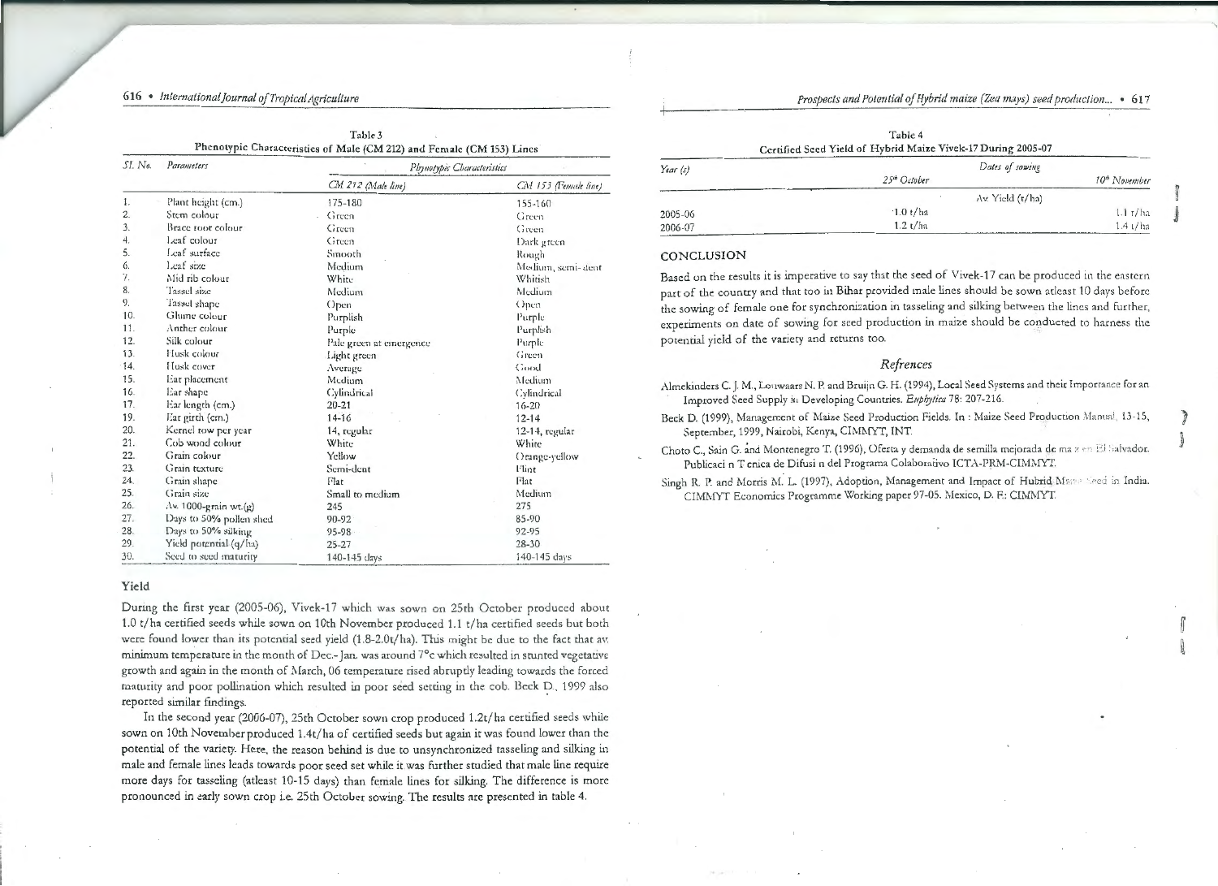Table 3
Phenotypic Characteristics of Male (CM 212) and Female (CM 153) Lines

| Sl. No. | Parameters | Phynotypic Characteristics | |
|---|---|---|---|
| | | CM 212 (Male line) | CM 153 (Female line) |
| 1. | Plant height (cm.) | 175-180 | 155-160 |
| 2. | Stem colour | Green | Green |
| 3. | Brace root colour | Green | Green |
| 4. | Leaf colour | Green | Dark green |
| 5. | Leaf surface | Smooth | Rough |
| 6. | Leaf size | Medium | Medium, semi-dent |
| 7. | Mid rib colour | White | Whitish |
| 8. | Tassel size | Medium | Medium |
| 9. | Tassel shape | Open | Open |
| 10. | Glume colour | Purplish | Purple |
| 11. | Anther colour | Purple | Purplish |
| 12. | Silk colour | Pale green at emergence | Purple |
| 13. | Husk colour | Light green | Green |
| 14. | Husk cover | Average | Good |
| 15. | Ear placement | Medium | Medium |
| 16. | Ear shape | Cylindrical | Cylindrical |
| 17. | Ear length (cm.) | 20-21 | 16-20 |
| 19. | Ear girth (cm.) | 14-16 | 12-14 |
| 20. | Kernel row per year | 14, regular | 12-14, regular |
| 21. | Cob wood colour | White | White |
| 22. | Grain colour | Yellow | Orange-yellow |
| 23. | Grain texture | Semi-dent | Flint |
| 24. | Grain shape | Flat | Flat |
| 25. | Grain size | Small to medium | Medium |
| 26. | Av. 1000-grain wt.(g) | 245 | 275 |
| 27. | Days to 50% pollen shed | 90-92 | 85-90 |
| 28. | Days to 50% silking | 95-98 | 92-95 |
| 29. | Yield potential (q/ha) | 25-27 | 28-30 |
| 30. | Seed to seed maturity | 140-145 days | 140-145 days |

### Yield

During the first year (2005-06), Vivek-17 which was sown on 25th October produced about 1.0 t/ha certified seeds while sown on 10th November produced 1.1 t/ha certified seeds but both were found lower than its potential seed yield (1.8-2.0t/ha). This might be due to the fact that av. minimum temperature in the month of Dec.-Jan. was around 7°c which resulted in stunted vegetative growth and again in the month of March, 06 temperature rised abruptly leading towards the forced maturity and poor pollination which resulted in poor seed setting in the cob. Beck D., 1999 also reported similar findings.

In the second year (2006-07), 25th October sown crop produced 1.2t/ha certified seeds while sown on 10th November produced 1.4t/ha of certified seeds but again it was found lower than the potential of the variety. Here, the reason behind is due to unsynchronized tasseling and silking in male and female lines leads towards poor seed set while it was further studied that male line require more days for tasseling (atleast 10-15 days) than female lines for silking. The difference is more pronounced in early sown crop i.e. 25th October sowing. The results are presented in table 4.

Table 4
Certified Seed Yield of Hybrid Maize Vivek-17 During 2005-07

| Year (s) | Dates of sowing | |
|---|---|---|
| | 25th October | 10th November |
| | Av. Yield (t/ha) | |
| 2005-06 | 1.0 t/ha | 1.1 t/ha |
| 2006-07 | 1.2 t/ha | 1.4 t/ha |

## CONCLUSION

Based on the results it is imperative to say that the seed of Vivek-17 can be produced in the eastern part of the country and that too in Bihar provided male lines should be sown atleast 10 days before the sowing of female one for synchronization in tasseling and silking between the lines and further, experiments on date of sowing for seed production in maize should be conducted to harness the potential yield of the variety and returns too.

## *Refrences*

Almekinders C. J. M., Louwaars N. P. and Bruijn G. H. (1994), Local Seed Systems and their Importance for an Improved Seed Supply in Developing Countries. *Euphytica* 78: 207-216.

Beck D. (1999), Management of Maize Seed Production Fields. In : Maize Seed Production Manual, 13-15, September, 1999, Nairobi, Kenya, CIMMYT, INT.

Choto C., Sain G. and Montenegro T. (1996), Oferta y demanda de semilla mejorada de ma z en El Salvador. Publicaci n T cnica de Difusi n del Programa Colaborativo ICTA-PRM-CIMMYT.

Singh R. P. and Morris M. L. (1997), Adoption, Management and Impact of Hybrid Maize Seed in India. CIMMYT Economics Programme Working paper 97-05. Mexico, D. F.: CIMMYT.